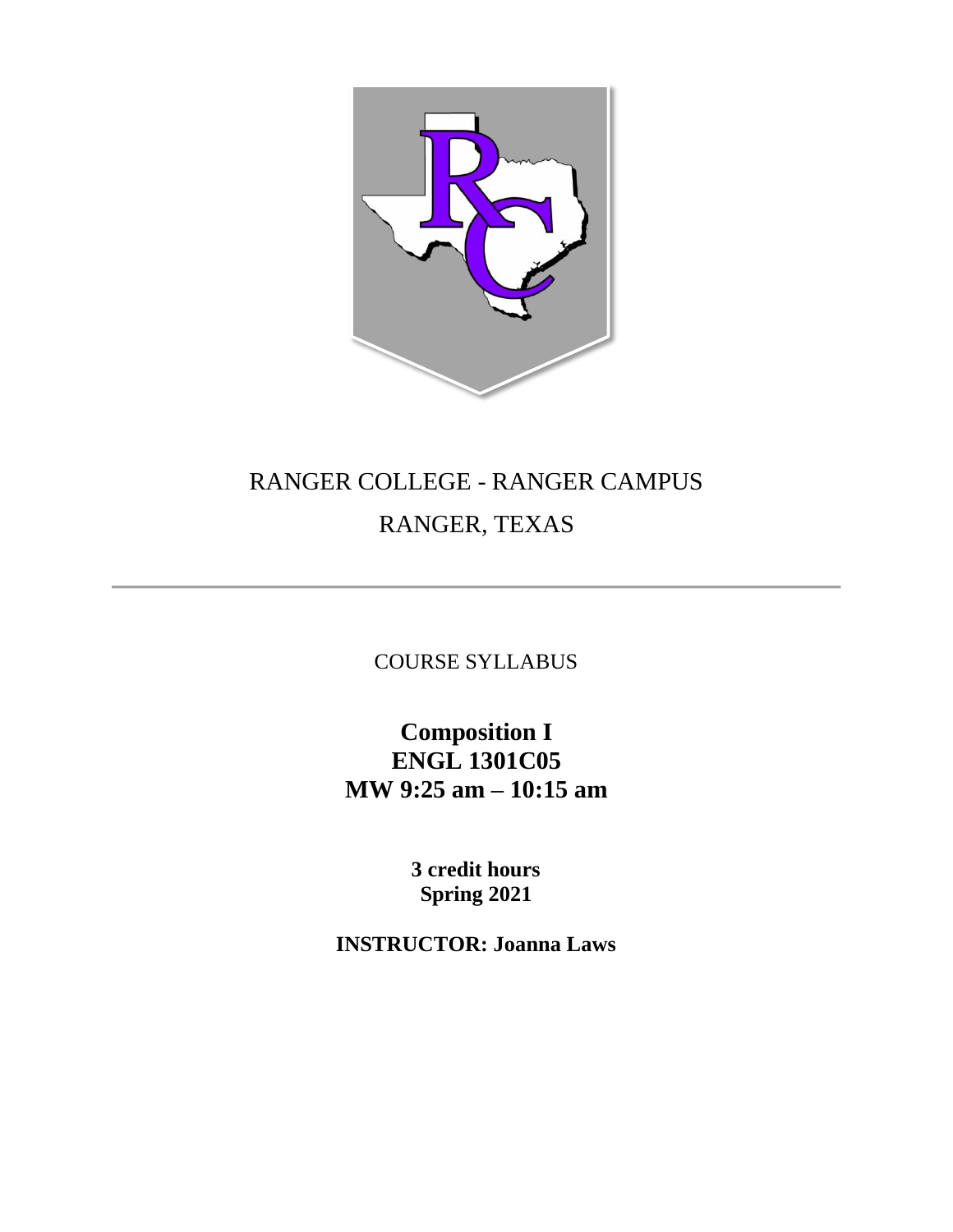RANGER COLLEGE - RANGER CAMPUS

RANGER, TEXAS

---

COURSE SYLLABUS

# Composition I
# ENGL 1301C05
# MW 9:25 am – 10:15 am

**3 credit hours**
**Spring 2021**

**INSTRUCTOR: Joanna Laws**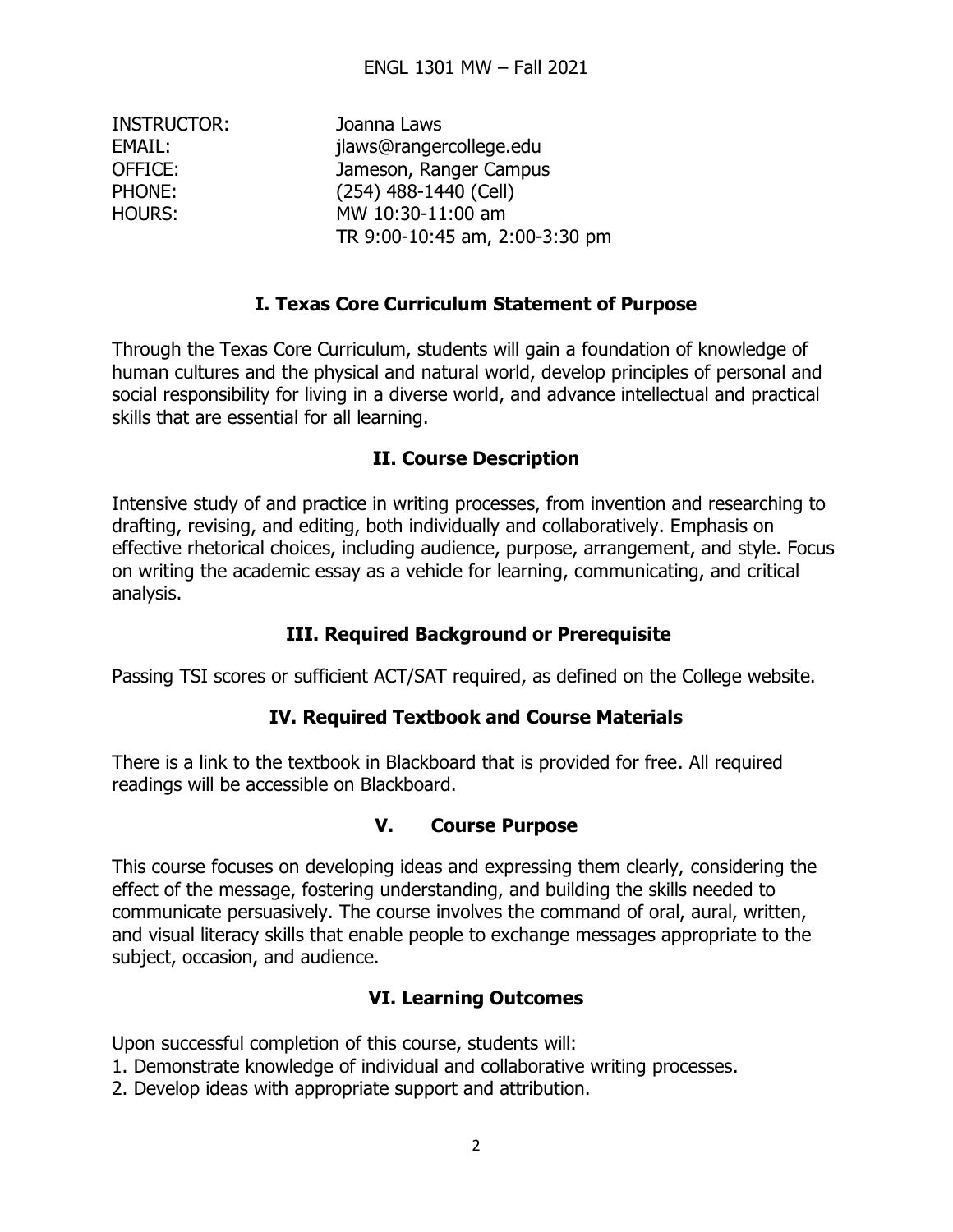ENGL 1301 MW – Fall 2021

INSTRUCTOR: Joanna Laws
EMAIL: jlaws@rangercollege.edu
OFFICE: Jameson, Ranger Campus
PHONE: (254) 488-1440 (Cell)
HOURS: MW 10:30-11:00 am
TR 9:00-10:45 am, 2:00-3:30 pm

## I. Texas Core Curriculum Statement of Purpose

Through the Texas Core Curriculum, students will gain a foundation of knowledge of human cultures and the physical and natural world, develop principles of personal and social responsibility for living in a diverse world, and advance intellectual and practical skills that are essential for all learning.

## II. Course Description

Intensive study of and practice in writing processes, from invention and researching to drafting, revising, and editing, both individually and collaboratively. Emphasis on effective rhetorical choices, including audience, purpose, arrangement, and style. Focus on writing the academic essay as a vehicle for learning, communicating, and critical analysis.

## III. Required Background or Prerequisite

Passing TSI scores or sufficient ACT/SAT required, as defined on the College website.

## IV. Required Textbook and Course Materials

There is a link to the textbook in Blackboard that is provided for free. All required readings will be accessible on Blackboard.

## V. Course Purpose

This course focuses on developing ideas and expressing them clearly, considering the effect of the message, fostering understanding, and building the skills needed to communicate persuasively. The course involves the command of oral, aural, written, and visual literacy skills that enable people to exchange messages appropriate to the subject, occasion, and audience.

## VI. Learning Outcomes

Upon successful completion of this course, students will:

1. Demonstrate knowledge of individual and collaborative writing processes.
2. Develop ideas with appropriate support and attribution.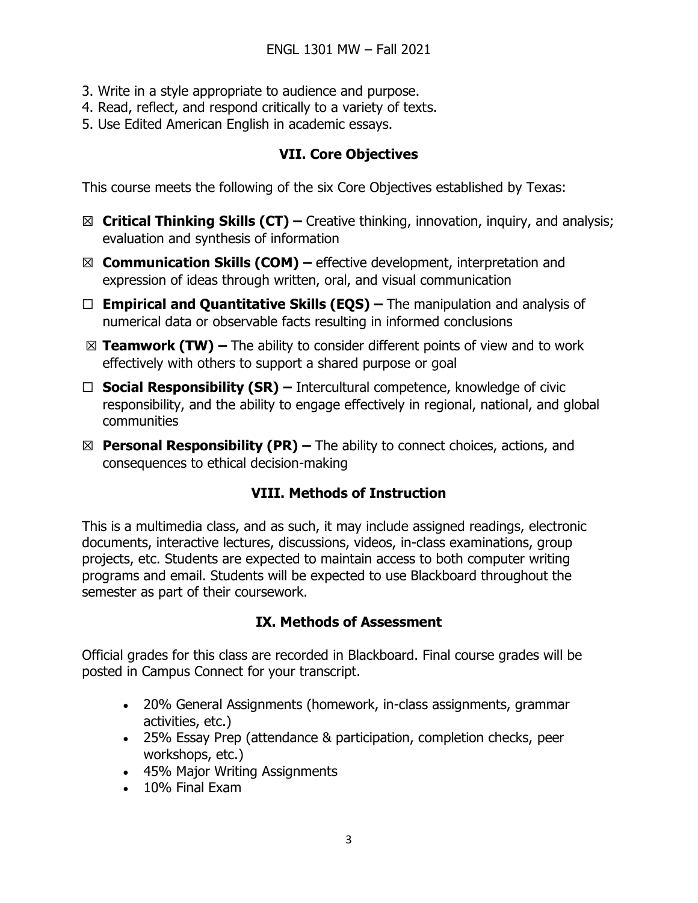3. Write in a style appropriate to audience and purpose.
4. Read, reflect, and respond critically to a variety of texts.
5. Use Edited American English in academic essays.

## VII. Core Objectives

This course meets the following of the six Core Objectives established by Texas:

- ☒ **Critical Thinking Skills (CT) –** Creative thinking, innovation, inquiry, and analysis; evaluation and synthesis of information
- ☒ **Communication Skills (COM) –** effective development, interpretation and expression of ideas through written, oral, and visual communication
- ☐ **Empirical and Quantitative Skills (EQS) –** The manipulation and analysis of numerical data or observable facts resulting in informed conclusions
- ☒ **Teamwork (TW) –** The ability to consider different points of view and to work effectively with others to support a shared purpose or goal
- ☐ **Social Responsibility (SR) –** Intercultural competence, knowledge of civic responsibility, and the ability to engage effectively in regional, national, and global communities
- ☒ **Personal Responsibility (PR) –** The ability to connect choices, actions, and consequences to ethical decision-making

## VIII. Methods of Instruction

This is a multimedia class, and as such, it may include assigned readings, electronic documents, interactive lectures, discussions, videos, in-class examinations, group projects, etc. Students are expected to maintain access to both computer writing programs and email. Students will be expected to use Blackboard throughout the semester as part of their coursework.

## IX. Methods of Assessment

Official grades for this class are recorded in Blackboard. Final course grades will be posted in Campus Connect for your transcript.

- 20% General Assignments (homework, in-class assignments, grammar activities, etc.)
- 25% Essay Prep (attendance & participation, completion checks, peer workshops, etc.)
- 45% Major Writing Assignments
- 10% Final Exam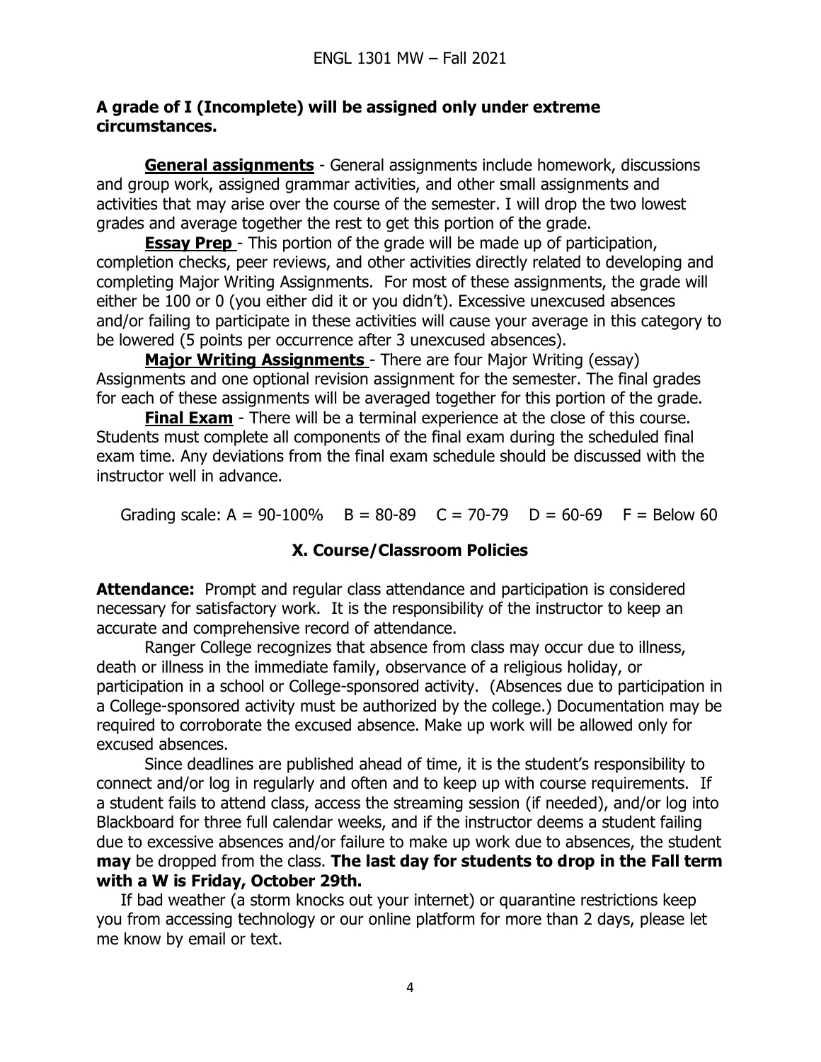**A grade of I (Incomplete) will be assigned only under extreme circumstances.**

**General assignments** - General assignments include homework, discussions and group work, assigned grammar activities, and other small assignments and activities that may arise over the course of the semester. I will drop the two lowest grades and average together the rest to get this portion of the grade.

**Essay Prep** - This portion of the grade will be made up of participation, completion checks, peer reviews, and other activities directly related to developing and completing Major Writing Assignments. For most of these assignments, the grade will either be 100 or 0 (you either did it or you didn't). Excessive unexcused absences and/or failing to participate in these activities will cause your average in this category to be lowered (5 points per occurrence after 3 unexcused absences).

**Major Writing Assignments** - There are four Major Writing (essay) Assignments and one optional revision assignment for the semester. The final grades for each of these assignments will be averaged together for this portion of the grade.

**Final Exam** - There will be a terminal experience at the close of this course. Students must complete all components of the final exam during the scheduled final exam time. Any deviations from the final exam schedule should be discussed with the instructor well in advance.

Grading scale: A = 90-100% B = 80-89 C = 70-79 D = 60-69 F = Below 60

## X. Course/Classroom Policies

**Attendance:** Prompt and regular class attendance and participation is considered necessary for satisfactory work. It is the responsibility of the instructor to keep an accurate and comprehensive record of attendance.

Ranger College recognizes that absence from class may occur due to illness, death or illness in the immediate family, observance of a religious holiday, or participation in a school or College-sponsored activity. (Absences due to participation in a College-sponsored activity must be authorized by the college.) Documentation may be required to corroborate the excused absence. Make up work will be allowed only for excused absences.

Since deadlines are published ahead of time, it is the student's responsibility to connect and/or log in regularly and often and to keep up with course requirements. If a student fails to attend class, access the streaming session (if needed), and/or log into Blackboard for three full calendar weeks, and if the instructor deems a student failing due to excessive absences and/or failure to make up work due to absences, the student **may** be dropped from the class. **The last day for students to drop in the Fall term with a W is Friday, October 29th.**

If bad weather (a storm knocks out your internet) or quarantine restrictions keep you from accessing technology or our online platform for more than 2 days, please let me know by email or text.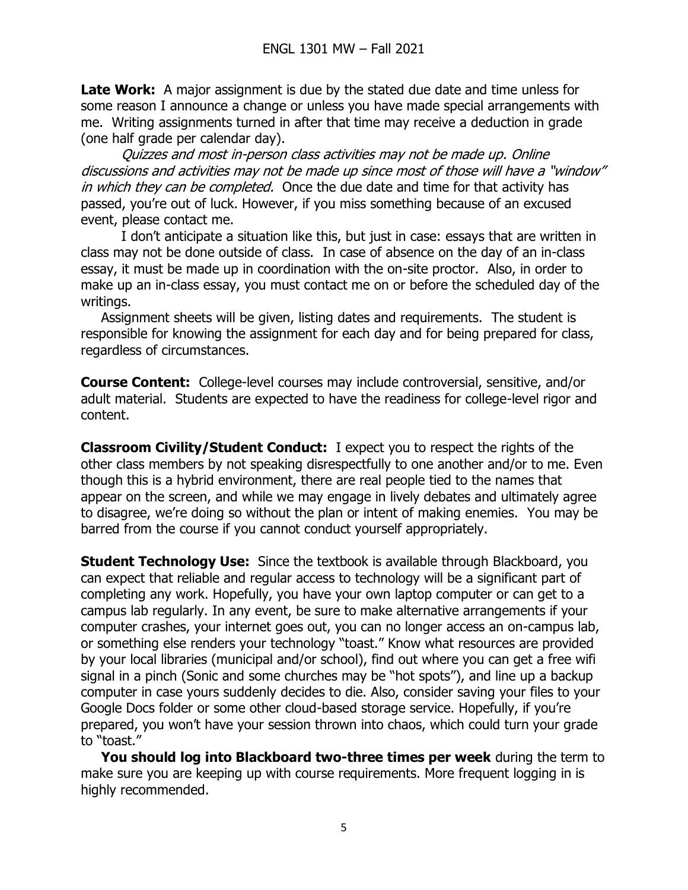**Late Work:** A major assignment is due by the stated due date and time unless for some reason I announce a change or unless you have made special arrangements with me. Writing assignments turned in after that time may receive a deduction in grade (one half grade per calendar day).

*Quizzes and most in-person class activities may not be made up. Online discussions and activities may not be made up since most of those will have a "window" in which they can be completed.* Once the due date and time for that activity has passed, you're out of luck. However, if you miss something because of an excused event, please contact me.

I don't anticipate a situation like this, but just in case: essays that are written in class may not be done outside of class. In case of absence on the day of an in-class essay, it must be made up in coordination with the on-site proctor. Also, in order to make up an in-class essay, you must contact me on or before the scheduled day of the writings.

Assignment sheets will be given, listing dates and requirements. The student is responsible for knowing the assignment for each day and for being prepared for class, regardless of circumstances.

**Course Content:** College-level courses may include controversial, sensitive, and/or adult material. Students are expected to have the readiness for college-level rigor and content.

**Classroom Civility/Student Conduct:** I expect you to respect the rights of the other class members by not speaking disrespectfully to one another and/or to me. Even though this is a hybrid environment, there are real people tied to the names that appear on the screen, and while we may engage in lively debates and ultimately agree to disagree, we're doing so without the plan or intent of making enemies. You may be barred from the course if you cannot conduct yourself appropriately.

**Student Technology Use:** Since the textbook is available through Blackboard, you can expect that reliable and regular access to technology will be a significant part of completing any work. Hopefully, you have your own laptop computer or can get to a campus lab regularly. In any event, be sure to make alternative arrangements if your computer crashes, your internet goes out, you can no longer access an on-campus lab, or something else renders your technology "toast." Know what resources are provided by your local libraries (municipal and/or school), find out where you can get a free wifi signal in a pinch (Sonic and some churches may be "hot spots"), and line up a backup computer in case yours suddenly decides to die. Also, consider saving your files to your Google Docs folder or some other cloud-based storage service. Hopefully, if you're prepared, you won't have your session thrown into chaos, which could turn your grade to "toast."

**You should log into Blackboard two-three times per week** during the term to make sure you are keeping up with course requirements. More frequent logging in is highly recommended.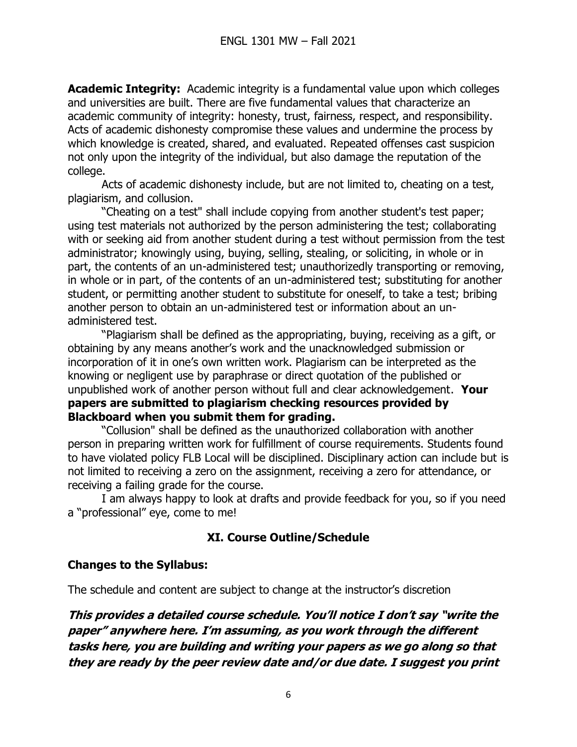**Academic Integrity:** Academic integrity is a fundamental value upon which colleges and universities are built. There are five fundamental values that characterize an academic community of integrity: honesty, trust, fairness, respect, and responsibility. Acts of academic dishonesty compromise these values and undermine the process by which knowledge is created, shared, and evaluated. Repeated offenses cast suspicion not only upon the integrity of the individual, but also damage the reputation of the college.

Acts of academic dishonesty include, but are not limited to, cheating on a test, plagiarism, and collusion.

"Cheating on a test" shall include copying from another student's test paper; using test materials not authorized by the person administering the test; collaborating with or seeking aid from another student during a test without permission from the test administrator; knowingly using, buying, selling, stealing, or soliciting, in whole or in part, the contents of an un-administered test; unauthorizedly transporting or removing, in whole or in part, of the contents of an un-administered test; substituting for another student, or permitting another student to substitute for oneself, to take a test; bribing another person to obtain an un-administered test or information about an un-administered test.

"Plagiarism shall be defined as the appropriating, buying, receiving as a gift, or obtaining by any means another's work and the unacknowledged submission or incorporation of it in one's own written work. Plagiarism can be interpreted as the knowing or negligent use by paraphrase or direct quotation of the published or unpublished work of another person without full and clear acknowledgement. **Your papers are submitted to plagiarism checking resources provided by Blackboard when you submit them for grading.**

"Collusion" shall be defined as the unauthorized collaboration with another person in preparing written work for fulfillment of course requirements. Students found to have violated policy FLB Local will be disciplined. Disciplinary action can include but is not limited to receiving a zero on the assignment, receiving a zero for attendance, or receiving a failing grade for the course.

I am always happy to look at drafts and provide feedback for you, so if you need a "professional" eye, come to me!

## XI. Course Outline/Schedule

**Changes to the Syllabus:**

The schedule and content are subject to change at the instructor's discretion

***This provides a detailed course schedule. You'll notice I don't say "write the paper" anywhere here. I'm assuming, as you work through the different tasks here, you are building and writing your papers as we go along so that they are ready by the peer review date and/or due date. I suggest you print***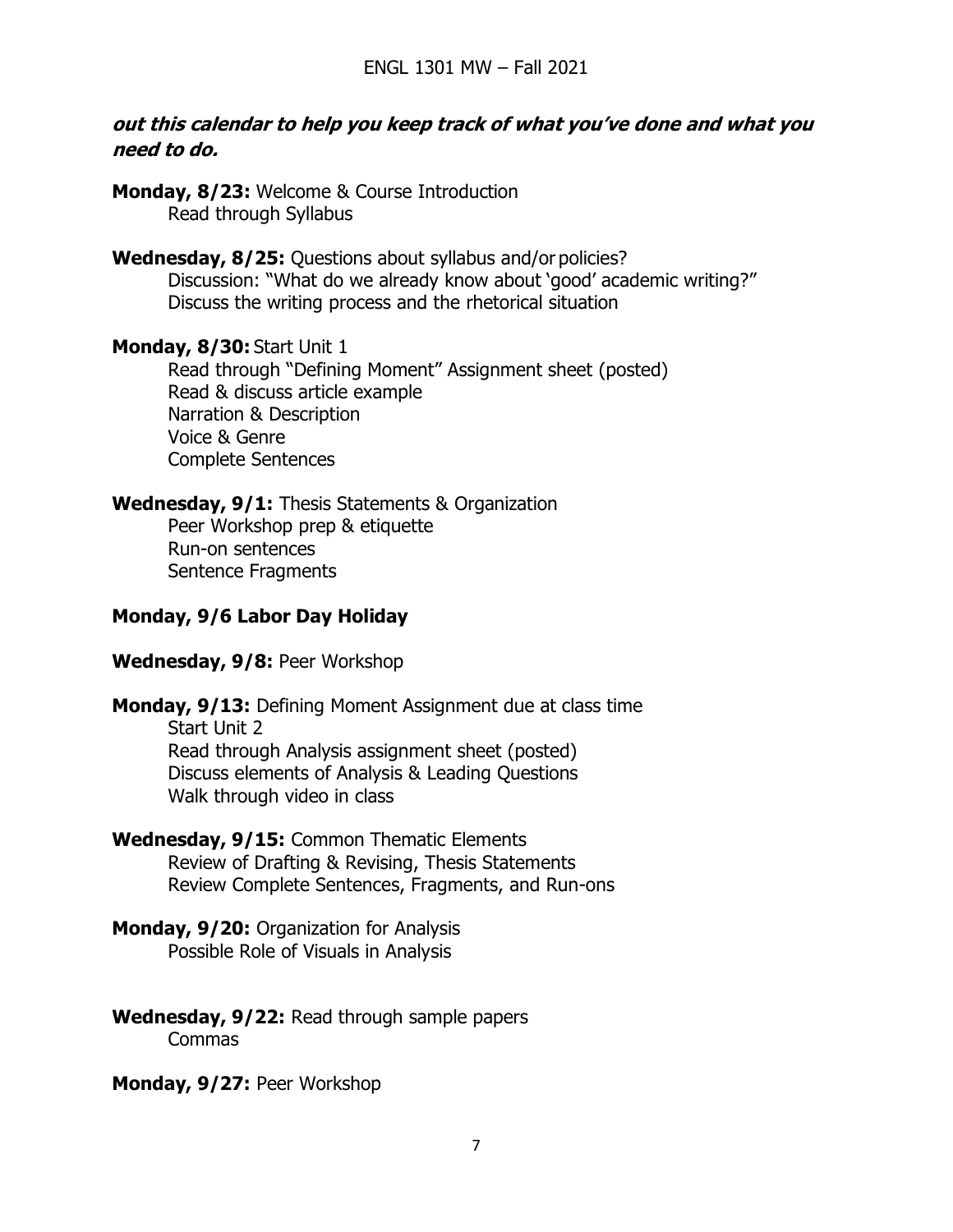***out this calendar to help you keep track of what you've done and what you need to do.***

**Monday, 8/23:** Welcome & Course Introduction
Read through Syllabus

**Wednesday, 8/25:** Questions about syllabus and/or policies?
Discussion: "What do we already know about 'good' academic writing?"
Discuss the writing process and the rhetorical situation

**Monday, 8/30:** Start Unit 1
Read through "Defining Moment" Assignment sheet (posted)
Read & discuss article example
Narration & Description
Voice & Genre
Complete Sentences

**Wednesday, 9/1:** Thesis Statements & Organization
Peer Workshop prep & etiquette
Run-on sentences
Sentence Fragments

**Monday, 9/6 Labor Day Holiday**

**Wednesday, 9/8:** Peer Workshop

**Monday, 9/13:** Defining Moment Assignment due at class time
Start Unit 2
Read through Analysis assignment sheet (posted)
Discuss elements of Analysis & Leading Questions
Walk through video in class

**Wednesday, 9/15:** Common Thematic Elements
Review of Drafting & Revising, Thesis Statements
Review Complete Sentences, Fragments, and Run-ons

**Monday, 9/20:** Organization for Analysis
Possible Role of Visuals in Analysis

**Wednesday, 9/22:** Read through sample papers
Commas

**Monday, 9/27:** Peer Workshop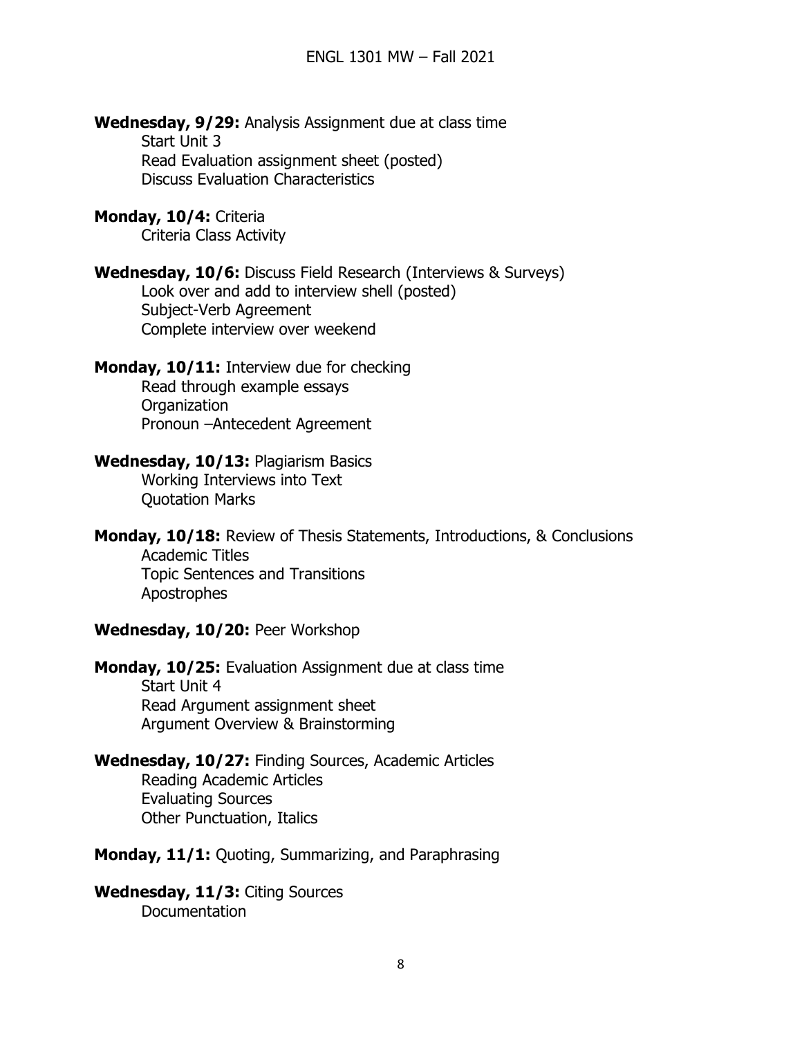**Wednesday, 9/29:** Analysis Assignment due at class time
Start Unit 3
Read Evaluation assignment sheet (posted)
Discuss Evaluation Characteristics

**Monday, 10/4:** Criteria
Criteria Class Activity

**Wednesday, 10/6:** Discuss Field Research (Interviews & Surveys)
Look over and add to interview shell (posted)
Subject-Verb Agreement
Complete interview over weekend

**Monday, 10/11:** Interview due for checking
Read through example essays
Organization
Pronoun –Antecedent Agreement

**Wednesday, 10/13:** Plagiarism Basics
Working Interviews into Text
Quotation Marks

**Monday, 10/18:** Review of Thesis Statements, Introductions, & Conclusions
Academic Titles
Topic Sentences and Transitions
Apostrophes

**Wednesday, 10/20:** Peer Workshop

**Monday, 10/25:** Evaluation Assignment due at class time
Start Unit 4
Read Argument assignment sheet
Argument Overview & Brainstorming

**Wednesday, 10/27:** Finding Sources, Academic Articles
Reading Academic Articles
Evaluating Sources
Other Punctuation, Italics

**Monday, 11/1:** Quoting, Summarizing, and Paraphrasing

**Wednesday, 11/3:** Citing Sources
Documentation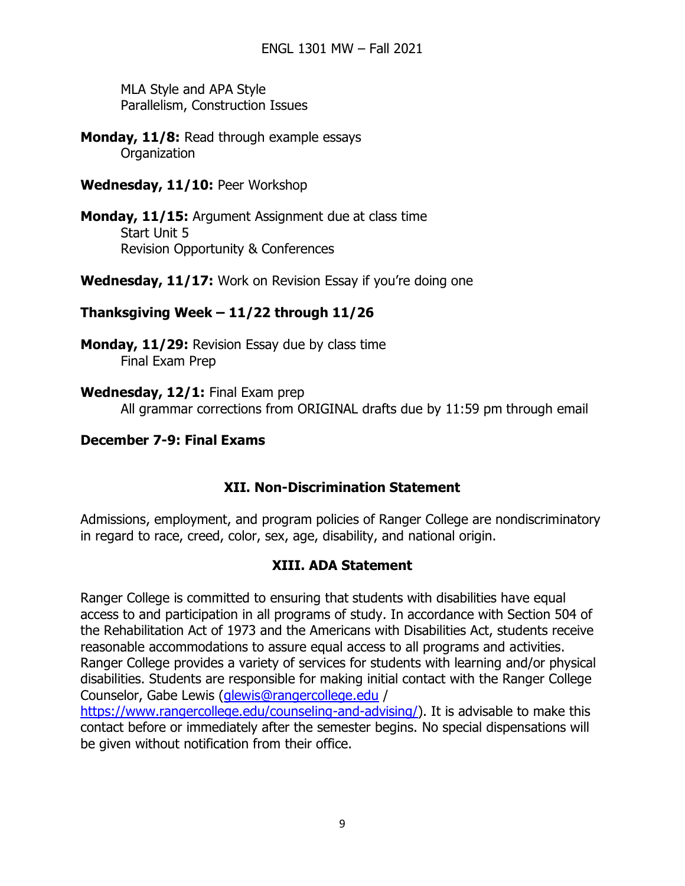MLA Style and APA Style
Parallelism, Construction Issues

**Monday, 11/8:** Read through example essays
Organization

**Wednesday, 11/10:** Peer Workshop

**Monday, 11/15:** Argument Assignment due at class time
Start Unit 5
Revision Opportunity & Conferences

**Wednesday, 11/17:** Work on Revision Essay if you're doing one

**Thanksgiving Week – 11/22 through 11/26**

**Monday, 11/29:** Revision Essay due by class time
Final Exam Prep

**Wednesday, 12/1:** Final Exam prep
All grammar corrections from ORIGINAL drafts due by 11:59 pm through email

**December 7-9: Final Exams**

## XII. Non-Discrimination Statement

Admissions, employment, and program policies of Ranger College are nondiscriminatory in regard to race, creed, color, sex, age, disability, and national origin.

## XIII. ADA Statement

Ranger College is committed to ensuring that students with disabilities have equal access to and participation in all programs of study. In accordance with Section 504 of the Rehabilitation Act of 1973 and the Americans with Disabilities Act, students receive reasonable accommodations to assure equal access to all programs and activities. Ranger College provides a variety of services for students with learning and/or physical disabilities. Students are responsible for making initial contact with the Ranger College Counselor, Gabe Lewis (glewis@rangercollege.edu / https://www.rangercollege.edu/counseling-and-advising/). It is advisable to make this contact before or immediately after the semester begins. No special dispensations will be given without notification from their office.